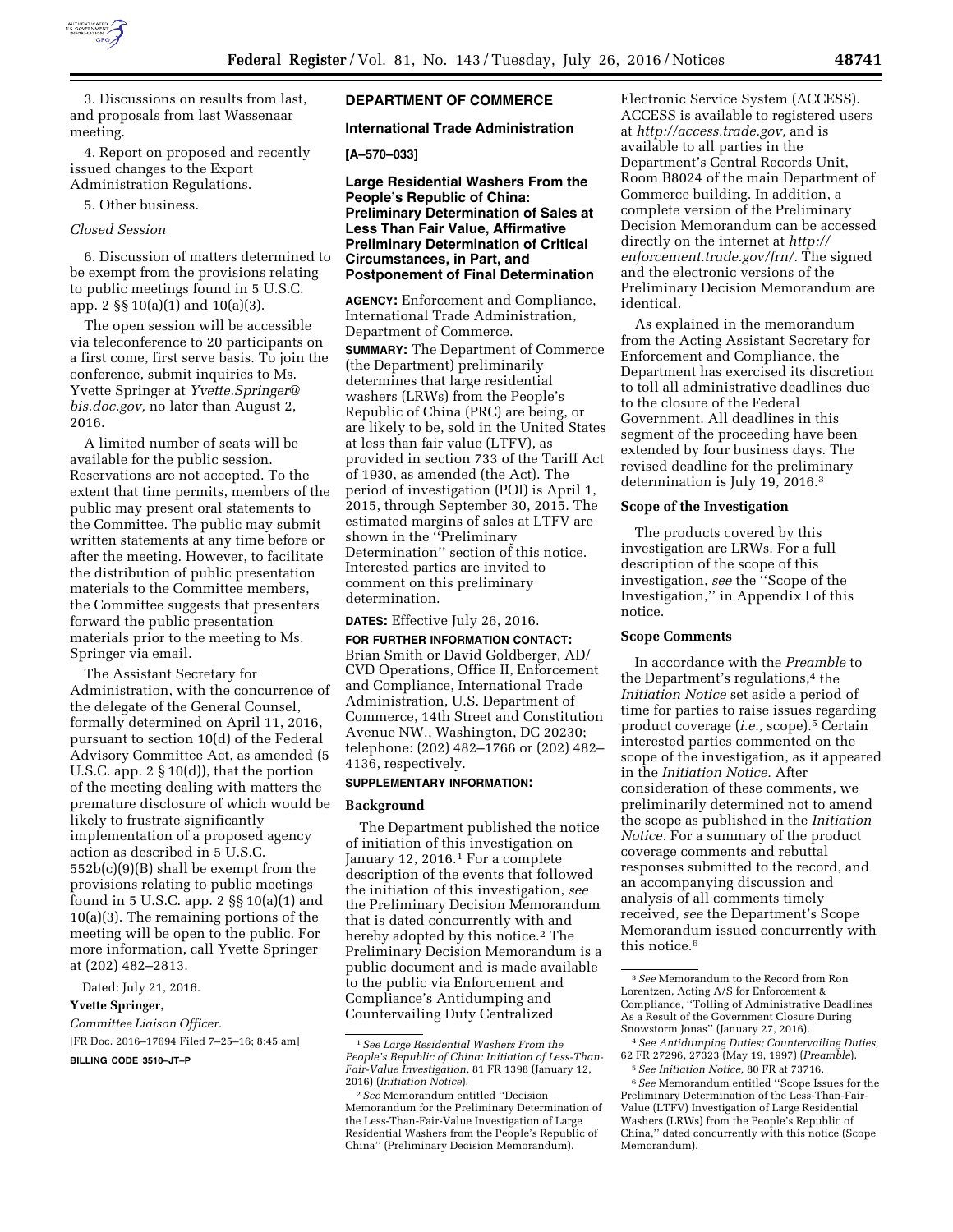3. Discussions on results from last, and proposals from last Wassenaar meeting.

4. Report on proposed and recently issued changes to the Export Administration Regulations.

5. Other business.

*Closed Session*

6. Discussion of matters determined to be exempt from the provisions relating to public meetings found in 5 U.S.C. app. 2 §§ 10(a)(1) and 10(a)(3).

The open session will be accessible via teleconference to 20 participants on a first come, first serve basis. To join the conference, submit inquiries to Ms. Yvette Springer at *Yvette.Springer@bis.doc.gov,* no later than August 2, 2016.

A limited number of seats will be available for the public session. Reservations are not accepted. To the extent that time permits, members of the public may present oral statements to the Committee. The public may submit written statements at any time before or after the meeting. However, to facilitate the distribution of public presentation materials to the Committee members, the Committee suggests that presenters forward the public presentation materials prior to the meeting to Ms. Springer via email.

The Assistant Secretary for Administration, with the concurrence of the delegate of the General Counsel, formally determined on April 11, 2016, pursuant to section 10(d) of the Federal Advisory Committee Act, as amended (5 U.S.C. app. 2 § 10(d)), that the portion of the meeting dealing with matters the premature disclosure of which would be likely to frustrate significantly implementation of a proposed agency action as described in 5 U.S.C. 552b(c)(9)(B) shall be exempt from the provisions relating to public meetings found in 5 U.S.C. app. 2 §§ 10(a)(1) and 10(a)(3). The remaining portions of the meeting will be open to the public. For more information, call Yvette Springer at (202) 482–2813.

Dated: July 21, 2016.

**Yvette Springer,**

*Committee Liaison Officer.*

[FR Doc. 2016–17694 Filed 7–25–16; 8:45 am]

**BILLING CODE 3510–JT–P**

## DEPARTMENT OF COMMERCE

### International Trade Administration

**[A–570–033]**

### Large Residential Washers From the People's Republic of China: Preliminary Determination of Sales at Less Than Fair Value, Affirmative Preliminary Determination of Critical Circumstances, in Part, and Postponement of Final Determination

**AGENCY:** Enforcement and Compliance, International Trade Administration, Department of Commerce.

**SUMMARY:** The Department of Commerce (the Department) preliminarily determines that large residential washers (LRWs) from the People's Republic of China (PRC) are being, or are likely to be, sold in the United States at less than fair value (LTFV), as provided in section 733 of the Tariff Act of 1930, as amended (the Act). The period of investigation (POI) is April 1, 2015, through September 30, 2015. The estimated margins of sales at LTFV are shown in the ''Preliminary Determination'' section of this notice. Interested parties are invited to comment on this preliminary determination.

**DATES:** Effective July 26, 2016.

**FOR FURTHER INFORMATION CONTACT:** Brian Smith or David Goldberger, AD/CVD Operations, Office II, Enforcement and Compliance, International Trade Administration, U.S. Department of Commerce, 14th Street and Constitution Avenue NW., Washington, DC 20230; telephone: (202) 482–1766 or (202) 482–4136, respectively.

**SUPPLEMENTARY INFORMATION:**

**Background**

The Department published the notice of initiation of this investigation on January 12, 2016.[1] For a complete description of the events that followed the initiation of this investigation, *see* the Preliminary Decision Memorandum that is dated concurrently with and hereby adopted by this notice.[2] The Preliminary Decision Memorandum is a public document and is made available to the public via Enforcement and Compliance's Antidumping and Countervailing Duty Centralized Electronic Service System (ACCESS). ACCESS is available to registered users at *http://access.trade.gov,* and is available to all parties in the Department's Central Records Unit, Room B8024 of the main Department of Commerce building. In addition, a complete version of the Preliminary Decision Memorandum can be accessed directly on the internet at *http://enforcement.trade.gov/frn/.* The signed and the electronic versions of the Preliminary Decision Memorandum are identical.

As explained in the memorandum from the Acting Assistant Secretary for Enforcement and Compliance, the Department has exercised its discretion to toll all administrative deadlines due to the closure of the Federal Government. All deadlines in this segment of the proceeding have been extended by four business days. The revised deadline for the preliminary determination is July 19, 2016.[3]

**Scope of the Investigation**

The products covered by this investigation are LRWs. For a full description of the scope of this investigation, *see* the ''Scope of the Investigation,'' in Appendix I of this notice.

**Scope Comments**

In accordance with the *Preamble* to the Department's regulations,[4] the *Initiation Notice* set aside a period of time for parties to raise issues regarding product coverage (*i.e.,* scope).[5] Certain interested parties commented on the scope of the investigation, as it appeared in the *Initiation Notice.* After consideration of these comments, we preliminarily determined not to amend the scope as published in the *Initiation Notice.* For a summary of the product coverage comments and rebuttal responses submitted to the record, and an accompanying discussion and analysis of all comments timely received, *see* the Department's Scope Memorandum issued concurrently with this notice.[6]

---

[1] *See Large Residential Washers From the People's Republic of China: Initiation of Less-Than-Fair-Value Investigation,* 81 FR 1398 (January 12, 2016) (*Initiation Notice*).

[2] *See* Memorandum entitled ''Decision Memorandum for the Preliminary Determination of the Less-Than-Fair-Value Investigation of Large Residential Washers from the People's Republic of China'' (Preliminary Decision Memorandum).

[3] *See* Memorandum to the Record from Ron Lorentzen, Acting A/S for Enforcement & Compliance, ''Tolling of Administrative Deadlines As a Result of the Government Closure During Snowstorm Jonas'' (January 27, 2016).

[4] *See Antidumping Duties; Countervailing Duties,* 62 FR 27296, 27323 (May 19, 1997) (*Preamble*).

[5] *See Initiation Notice,* 80 FR at 73716.

[6] *See* Memorandum entitled ''Scope Issues for the Preliminary Determination of the Less-Than-Fair-Value (LTFV) Investigation of Large Residential Washers (LRWs) from the People's Republic of China,'' dated concurrently with this notice (Scope Memorandum).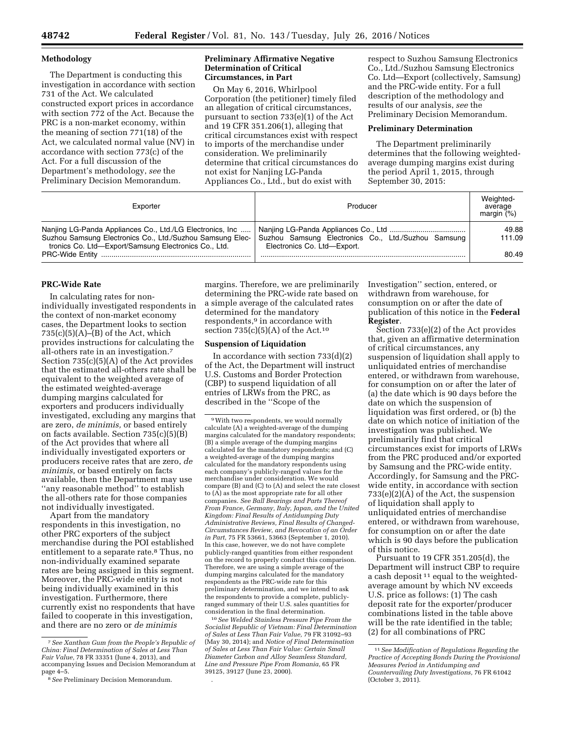### Methodology

The Department is conducting this investigation in accordance with section 731 of the Act. We calculated constructed export prices in accordance with section 772 of the Act. Because the PRC is a non-market economy, within the meaning of section 771(18) of the Act, we calculated normal value (NV) in accordance with section 773(c) of the Act. For a full discussion of the Department's methodology, *see* the Preliminary Decision Memorandum.

### Preliminary Affirmative Negative Determination of Critical Circumstances, in Part

On May 6, 2016, Whirlpool Corporation (the petitioner) timely filed an allegation of critical circumstances, pursuant to section 733(e)(1) of the Act and 19 CFR 351.206(1), alleging that critical circumstances exist with respect to imports of the merchandise under consideration. We preliminarily determine that critical circumstances do not exist for Nanjing LG-Panda Appliances Co., Ltd., but do exist with respect to Suzhou Samsung Electronics Co., Ltd./Suzhou Samsung Electronics Co. Ltd—Export (collectively, Samsung) and the PRC-wide entity. For a full description of the methodology and results of our analysis, *see* the Preliminary Decision Memorandum.

### Preliminary Determination

The Department preliminarily determines that the following weighted-average dumping margins exist during the period April 1, 2015, through September 30, 2015:

| Exporter | Producer | Weighted-average margin (%) |
| --- | --- | --- |
| Nanjing LG-Panda Appliances Co., Ltd./LG Electronics, Inc | Nanjing LG-Panda Appliances Co., Ltd | 49.88 |
| Suzhou Samsung Electronics Co., Ltd./Suzhou Samsung Electronics Co. Ltd—Export/Samsung Electronics Co., Ltd. | Suzhou Samsung Electronics Co., Ltd./Suzhou Samsung Electronics Co. Ltd—Export. | 111.09 |
| PRC-Wide Entity | | 80.49 |

### PRC-Wide Rate

In calculating rates for non-individually investigated respondents in the context of non-market economy cases, the Department looks to section 735(c)(5)(A)–(B) of the Act, which provides instructions for calculating the all-others rate in an investigation.[7] Section 735(c)(5)(A) of the Act provides that the estimated all-others rate shall be equivalent to the weighted average of the estimated weighted-average dumping margins calculated for exporters and producers individually investigated, excluding any margins that are zero, *de minimis,* or based entirely on facts available. Section 735(c)(5)(B) of the Act provides that where all individually investigated exporters or producers receive rates that are zero, *de minimis,* or based entirely on facts available, then the Department may use ''any reasonable method'' to establish the all-others rate for those companies not individually investigated.

Apart from the mandatory respondents in this investigation, no other PRC exporters of the subject merchandise during the POI established entitlement to a separate rate.[8] Thus, no non-individually examined separate rates are being assigned in this segment. Moreover, the PRC-wide entity is not being individually examined in this investigation. Furthermore, there currently exist no respondents that have failed to cooperate in this investigation, and there are no zero or *de minimis* margins. Therefore, we are preliminarily determining the PRC-wide rate based on a simple average of the calculated rates determined for the mandatory respondents,[9] in accordance with section 735(c)(5)(A) of the Act.[10]

### Suspension of Liquidation

In accordance with section 733(d)(2) of the Act, the Department will instruct U.S. Customs and Border Protection (CBP) to suspend liquidation of all entries of LRWs from the PRC, as described in the ''Scope of the Investigation'' section, entered, or withdrawn from warehouse, for consumption on or after the date of publication of this notice in the **Federal Register**.

Section 733(e)(2) of the Act provides that, given an affirmative determination of critical circumstances, any suspension of liquidation shall apply to unliquidated entries of merchandise entered, or withdrawn from warehouse, for consumption on or after the later of (a) the date which is 90 days before the date on which the suspension of liquidation was first ordered, or (b) the date on which notice of initiation of the investigation was published. We preliminarily find that critical circumstances exist for imports of LRWs from the PRC produced and/or exported by Samsung and the PRC-wide entity. Accordingly, for Samsung and the PRC-wide entity, in accordance with section 733(e)(2)(A) of the Act, the suspension of liquidation shall apply to unliquidated entries of merchandise entered, or withdrawn from warehouse, for consumption on or after the date which is 90 days before the publication of this notice.

Pursuant to 19 CFR 351.205(d), the Department will instruct CBP to require a cash deposit[11] equal to the weighted-average amount by which NV exceeds U.S. price as follows: (1) The cash deposit rate for the exporter/producer combinations listed in the table above will be the rate identified in the table; (2) for all combinations of PRC

---

[7] *See Xanthan Gum from the People's Republic of China: Final Determination of Sales at Less Than Fair Value,* 78 FR 33351 (June 4, 2013), and accompanying Issues and Decision Memorandum at page 4–5.

[8] *See* Preliminary Decision Memorandum.

[9] With two respondents, we would normally calculate (A) a weighted-average of the dumping margins calculated for the mandatory respondents; (B) a simple average of the dumping margins calculated for the mandatory respondents; and (C) a weighted-average of the dumping margins calculated for the mandatory respondents using each company's publicly-ranged values for the merchandise under consideration. We would compare (B) and (C) to (A) and select the rate closest to (A) as the most appropriate rate for all other companies. *See Ball Bearings and Parts Thereof From France, Germany, Italy, Japan, and the United Kingdom: Final Results of Antidumping Duty Administrative Reviews, Final Results of Changed-Circumstances Review, and Revocation of an Order in Part,* 75 FR 53661, 53663 (September 1, 2010). In this case, however, we do not have complete publicly-ranged quantities from either respondent on the record to properly conduct this comparison. Therefore, we are using a simple average of the dumping margins calculated for the mandatory respondents as the PRC-wide rate for this preliminary determination, and we intend to ask the respondents to provide a complete, publicly-ranged summary of their U.S. sales quantities for consideration in the final determination.

[10] *See Welded Stainless Pressure Pipe From the Socialist Republic of Vietnam: Final Determination of Sales at Less Than Fair Value,* 79 FR 31092–93 (May 30, 2014); and *Notice of Final Determination of Sales at Less Than Fair Value: Certain Small Diameter Carbon and Alloy Seamless Standard, Line and Pressure Pipe From Romania,* 65 FR 39125, 39127 (June 23, 2000).

[11] *See Modification of Regulations Regarding the Practice of Accepting Bonds During the Provisional Measures Period in Antidumping and Countervailing Duty Investigations,* 76 FR 61042 (October 3, 2011).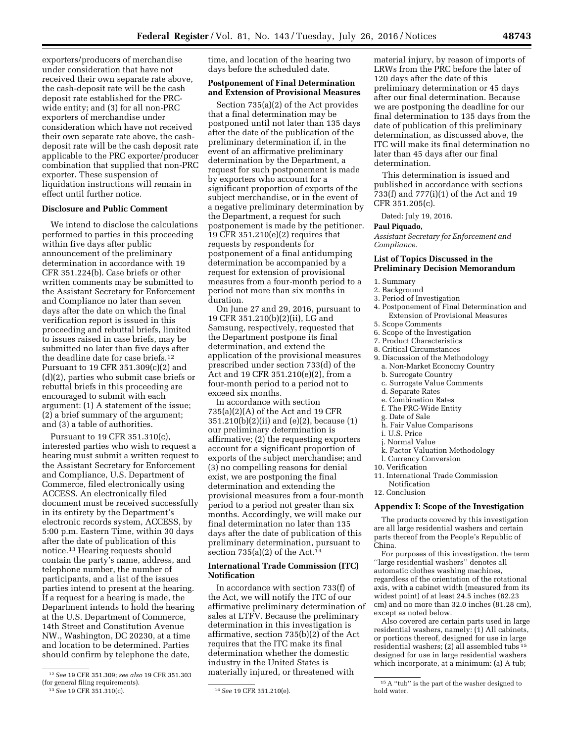exporters/producers of merchandise under consideration that have not received their own separate rate above, the cash-deposit rate will be the cash deposit rate established for the PRC-wide entity; and (3) for all non-PRC exporters of merchandise under consideration which have not received their own separate rate above, the cash-deposit rate will be the cash deposit rate applicable to the PRC exporter/producer combination that supplied that non-PRC exporter. These suspension of liquidation instructions will remain in effect until further notice.

**Disclosure and Public Comment**

We intend to disclose the calculations performed to parties in this proceeding within five days after public announcement of the preliminary determination in accordance with 19 CFR 351.224(b). Case briefs or other written comments may be submitted to the Assistant Secretary for Enforcement and Compliance no later than seven days after the date on which the final verification report is issued in this proceeding and rebuttal briefs, limited to issues raised in case briefs, may be submitted no later than five days after the deadline date for case briefs.[12] Pursuant to 19 CFR 351.309(c)(2) and (d)(2), parties who submit case briefs or rebuttal briefs in this proceeding are encouraged to submit with each argument: (1) A statement of the issue; (2) a brief summary of the argument; and (3) a table of authorities.

Pursuant to 19 CFR 351.310(c), interested parties who wish to request a hearing must submit a written request to the Assistant Secretary for Enforcement and Compliance, U.S. Department of Commerce, filed electronically using ACCESS. An electronically filed document must be received successfully in its entirety by the Department's electronic records system, ACCESS, by 5:00 p.m. Eastern Time, within 30 days after the date of publication of this notice.[13] Hearing requests should contain the party's name, address, and telephone number, the number of participants, and a list of the issues parties intend to present at the hearing. If a request for a hearing is made, the Department intends to hold the hearing at the U.S. Department of Commerce, 14th Street and Constitution Avenue NW., Washington, DC 20230, at a time and location to be determined. Parties should confirm by telephone the date, time, and location of the hearing two days before the scheduled date.

**Postponement of Final Determination and Extension of Provisional Measures**

Section 735(a)(2) of the Act provides that a final determination may be postponed until not later than 135 days after the date of the publication of the preliminary determination if, in the event of an affirmative preliminary determination by the Department, a request for such postponement is made by exporters who account for a significant proportion of exports of the subject merchandise, or in the event of a negative preliminary determination by the Department, a request for such postponement is made by the petitioner. 19 CFR 351.210(e)(2) requires that requests by respondents for postponement of a final antidumping determination be accompanied by a request for extension of provisional measures from a four-month period to a period not more than six months in duration.

On June 27 and 29, 2016, pursuant to 19 CFR 351.210(b)(2)(ii), LG and Samsung, respectively, requested that the Department postpone its final determination, and extend the application of the provisional measures prescribed under section 733(d) of the Act and 19 CFR 351.210(e)(2), from a four-month period to a period not to exceed six months.

In accordance with section 735(a)(2)(A) of the Act and 19 CFR 351.210(b)(2)(ii) and (e)(2), because (1) our preliminary determination is affirmative; (2) the requesting exporters account for a significant proportion of exports of the subject merchandise; and (3) no compelling reasons for denial exist, we are postponing the final determination and extending the provisional measures from a four-month period to a period not greater than six months. Accordingly, we will make our final determination no later than 135 days after the date of publication of this preliminary determination, pursuant to section 735(a)(2) of the Act.[14]

**International Trade Commission (ITC) Notification**

In accordance with section 733(f) of the Act, we will notify the ITC of our affirmative preliminary determination of sales at LTFV. Because the preliminary determination in this investigation is affirmative, section 735(b)(2) of the Act requires that the ITC make its final determination whether the domestic industry in the United States is materially injured, or threatened with material injury, by reason of imports of LRWs from the PRC before the later of 120 days after the date of this preliminary determination or 45 days after our final determination. Because we are postponing the deadline for our final determination to 135 days from the date of publication of this preliminary determination, as discussed above, the ITC will make its final determination no later than 45 days after our final determination.

This determination is issued and published in accordance with sections 733(f) and 777(i)(1) of the Act and 19 CFR 351.205(c).

Dated: July 19, 2016.

**Paul Piquado,**

*Assistant Secretary for Enforcement and Compliance.*

**List of Topics Discussed in the Preliminary Decision Memorandum**

1. Summary
2. Background
3. Period of Investigation
4. Postponement of Final Determination and Extension of Provisional Measures
5. Scope Comments
6. Scope of the Investigation
7. Product Characteristics
8. Critical Circumstances
9. Discussion of the Methodology
   a. Non-Market Economy Country
   b. Surrogate Country
   c. Surrogate Value Comments
   d. Separate Rates
   e. Combination Rates
   f. The PRC-Wide Entity
   g. Date of Sale
   h. Fair Value Comparisons
   i. U.S. Price
   j. Normal Value
   k. Factor Valuation Methodology
   l. Currency Conversion
10. Verification
11. International Trade Commission Notification
12. Conclusion

**Appendix I: Scope of the Investigation**

The products covered by this investigation are all large residential washers and certain parts thereof from the People's Republic of China.

For purposes of this investigation, the term ''large residential washers'' denotes all automatic clothes washing machines, regardless of the orientation of the rotational axis, with a cabinet width (measured from its widest point) of at least 24.5 inches (62.23 cm) and no more than 32.0 inches (81.28 cm), except as noted below.

Also covered are certain parts used in large residential washers, namely: (1) All cabinets, or portions thereof, designed for use in large residential washers; (2) all assembled tubs[15] designed for use in large residential washers which incorporate, at a minimum: (a) A tub;

---

[12] *See* 19 CFR 351.309; *see also* 19 CFR 351.303 (for general filing requirements).

[13] *See* 19 CFR 351.310(c).

[14] *See* 19 CFR 351.210(e).

[15] A ''tub'' is the part of the washer designed to hold water.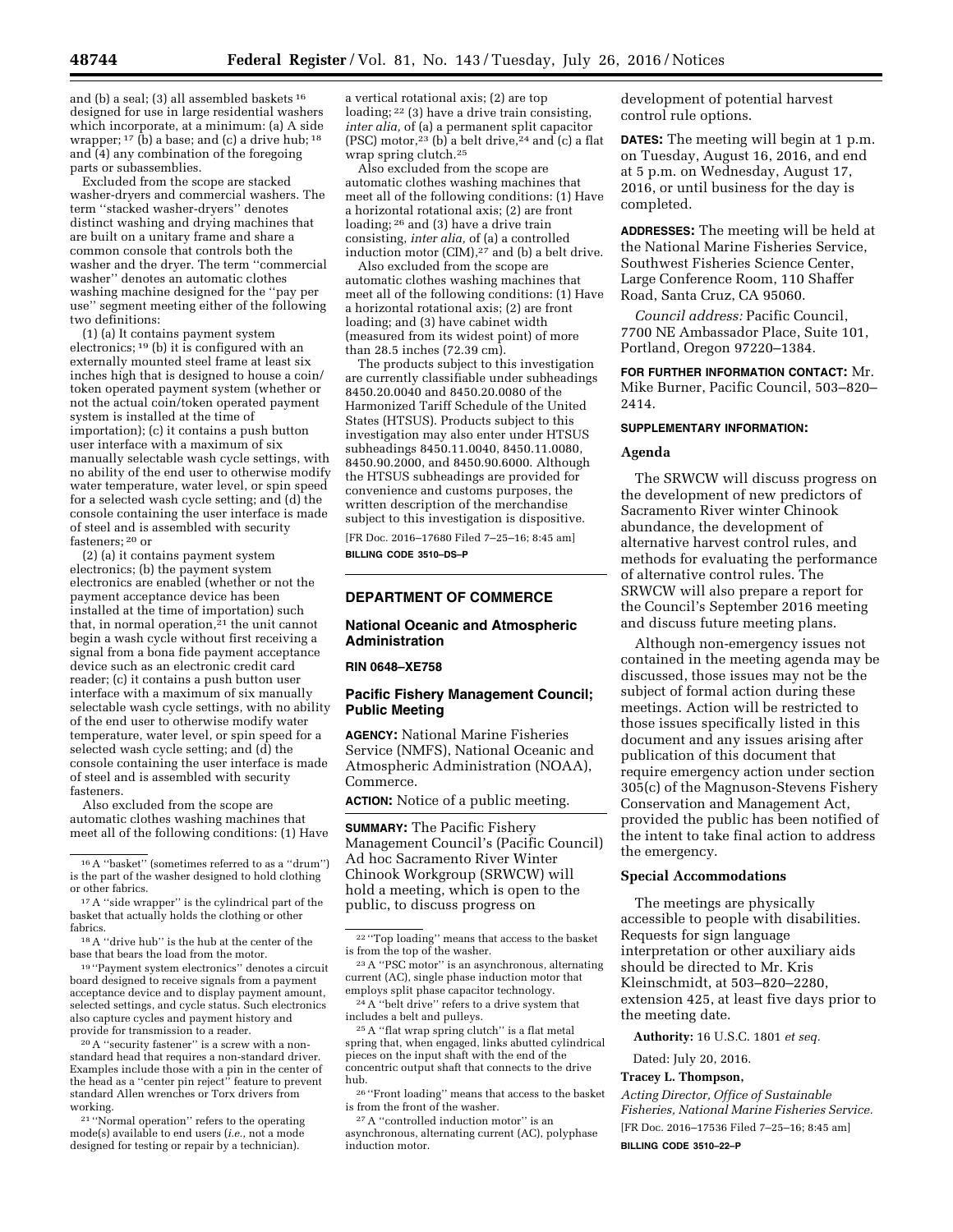and (b) a seal; (3) all assembled baskets [16] designed for use in large residential washers which incorporate, at a minimum: (a) A side wrapper; [17] (b) a base; and (c) a drive hub; [18] and (4) any combination of the foregoing parts or subassemblies.

Excluded from the scope are stacked washer-dryers and commercial washers. The term ''stacked washer-dryers'' denotes distinct washing and drying machines that are built on a unitary frame and share a common console that controls both the washer and the dryer. The term ''commercial washer'' denotes an automatic clothes washing machine designed for the ''pay per use'' segment meeting either of the following two definitions:

(1) (a) It contains payment system electronics; [19] (b) it is configured with an externally mounted steel frame at least six inches high that is designed to house a coin/token operated payment system (whether or not the actual coin/token operated payment system is installed at the time of importation); (c) it contains a push button user interface with a maximum of six manually selectable wash cycle settings, with no ability of the end user to otherwise modify water temperature, water level, or spin speed for a selected wash cycle setting; and (d) the console containing the user interface is made of steel and is assembled with security fasteners; [20] or

(2) (a) it contains payment system electronics; (b) the payment system electronics are enabled (whether or not the payment acceptance device has been installed at the time of importation) such that, in normal operation,[21] the unit cannot begin a wash cycle without first receiving a signal from a bona fide payment acceptance device such as an electronic credit card reader; (c) it contains a push button user interface with a maximum of six manually selectable wash cycle settings, with no ability of the end user to otherwise modify water temperature, water level, or spin speed for a selected wash cycle setting; and (d) the console containing the user interface is made of steel and is assembled with security fasteners.

Also excluded from the scope are automatic clothes washing machines that meet all of the following conditions: (1) Have a vertical rotational axis; (2) are top loading; [22] (3) have a drive train consisting, *inter alia,* of (a) a permanent split capacitor (PSC) motor,[23] (b) a belt drive,[24] and (c) a flat wrap spring clutch.[25]

Also excluded from the scope are automatic clothes washing machines that meet all of the following conditions: (1) Have a horizontal rotational axis; (2) are front loading; [26] and (3) have a drive train consisting, *inter alia,* of (a) a controlled induction motor (CIM),[27] and (b) a belt drive.

Also excluded from the scope are automatic clothes washing machines that meet all of the following conditions: (1) Have a horizontal rotational axis; (2) are front loading; and (3) have cabinet width (measured from its widest point) of more than 28.5 inches (72.39 cm).

The products subject to this investigation are currently classifiable under subheadings 8450.20.0040 and 8450.20.0080 of the Harmonized Tariff Schedule of the United States (HTSUS). Products subject to this investigation may also enter under HTSUS subheadings 8450.11.0040, 8450.11.0080, 8450.90.2000, and 8450.90.6000. Although the HTSUS subheadings are provided for convenience and customs purposes, the written description of the merchandise subject to this investigation is dispositive.

[FR Doc. 2016–17680 Filed 7–25–16; 8:45 am]

**BILLING CODE 3510–DS–P**

---

[16] A ''basket'' (sometimes referred to as a ''drum'') is the part of the washer designed to hold clothing or other fabrics.

[17] A ''side wrapper'' is the cylindrical part of the basket that actually holds the clothing or other fabrics.

[18] A ''drive hub'' is the hub at the center of the base that bears the load from the motor.

[19] ''Payment system electronics'' denotes a circuit board designed to receive signals from a payment acceptance device and to display payment amount, selected settings, and cycle status. Such electronics also capture cycles and payment history and provide for transmission to a reader.

[20] A ''security fastener'' is a screw with a non-standard head that requires a non-standard driver. Examples include those with a pin in the center of the head as a ''center pin reject'' feature to prevent standard Allen wrenches or Torx drivers from working.

[21] ''Normal operation'' refers to the operating mode(s) available to end users (*i.e.,* not a mode designed for testing or repair by a technician).

[22] ''Top loading'' means that access to the basket is from the top of the washer.

[23] A ''PSC motor'' is an asynchronous, alternating current (AC), single phase induction motor that employs split phase capacitor technology.

[24] A ''belt drive'' refers to a drive system that includes a belt and pulleys.

[25] A ''flat wrap spring clutch'' is a flat metal spring that, when engaged, links abutted cylindrical pieces on the input shaft with the end of the concentric output shaft that connects to the drive hub.

[26] ''Front loading'' means that access to the basket is from the front of the washer.

[27] A ''controlled induction motor'' is an asynchronous, alternating current (AC), polyphase induction motor.

---

## DEPARTMENT OF COMMERCE

## National Oceanic and Atmospheric Administration

**RIN 0648–XE758**

## Pacific Fishery Management Council; Public Meeting

**AGENCY:** National Marine Fisheries Service (NMFS), National Oceanic and Atmospheric Administration (NOAA), Commerce.

**ACTION:** Notice of a public meeting.

**SUMMARY:** The Pacific Fishery Management Council's (Pacific Council) Ad hoc Sacramento River Winter Chinook Workgroup (SRWCW) will hold a meeting, which is open to the public, to discuss progress on development of potential harvest control rule options.

**DATES:** The meeting will begin at 1 p.m. on Tuesday, August 16, 2016, and end at 5 p.m. on Wednesday, August 17, 2016, or until business for the day is completed.

**ADDRESSES:** The meeting will be held at the National Marine Fisheries Service, Southwest Fisheries Science Center, Large Conference Room, 110 Shaffer Road, Santa Cruz, CA 95060.

*Council address:* Pacific Council, 7700 NE Ambassador Place, Suite 101, Portland, Oregon 97220–1384.

**FOR FURTHER INFORMATION CONTACT:** Mr. Mike Burner, Pacific Council, 503–820–2414.

**SUPPLEMENTARY INFORMATION:**

### Agenda

The SRWCW will discuss progress on the development of new predictors of Sacramento River winter Chinook abundance, the development of alternative harvest control rules, and methods for evaluating the performance of alternative control rules. The SRWCW will also prepare a report for the Council's September 2016 meeting and discuss future meeting plans.

Although non-emergency issues not contained in the meeting agenda may be discussed, those issues may not be the subject of formal action during these meetings. Action will be restricted to those issues specifically listed in this document and any issues arising after publication of this document that require emergency action under section 305(c) of the Magnuson-Stevens Fishery Conservation and Management Act, provided the public has been notified of the intent to take final action to address the emergency.

### Special Accommodations

The meetings are physically accessible to people with disabilities. Requests for sign language interpretation or other auxiliary aids should be directed to Mr. Kris Kleinschmidt, at 503–820–2280, extension 425, at least five days prior to the meeting date.

**Authority:** 16 U.S.C. 1801 *et seq.*

Dated: July 20, 2016.

**Tracey L. Thompson,**

*Acting Director, Office of Sustainable Fisheries, National Marine Fisheries Service.*

[FR Doc. 2016–17536 Filed 7–25–16; 8:45 am]

**BILLING CODE 3510–22–P**